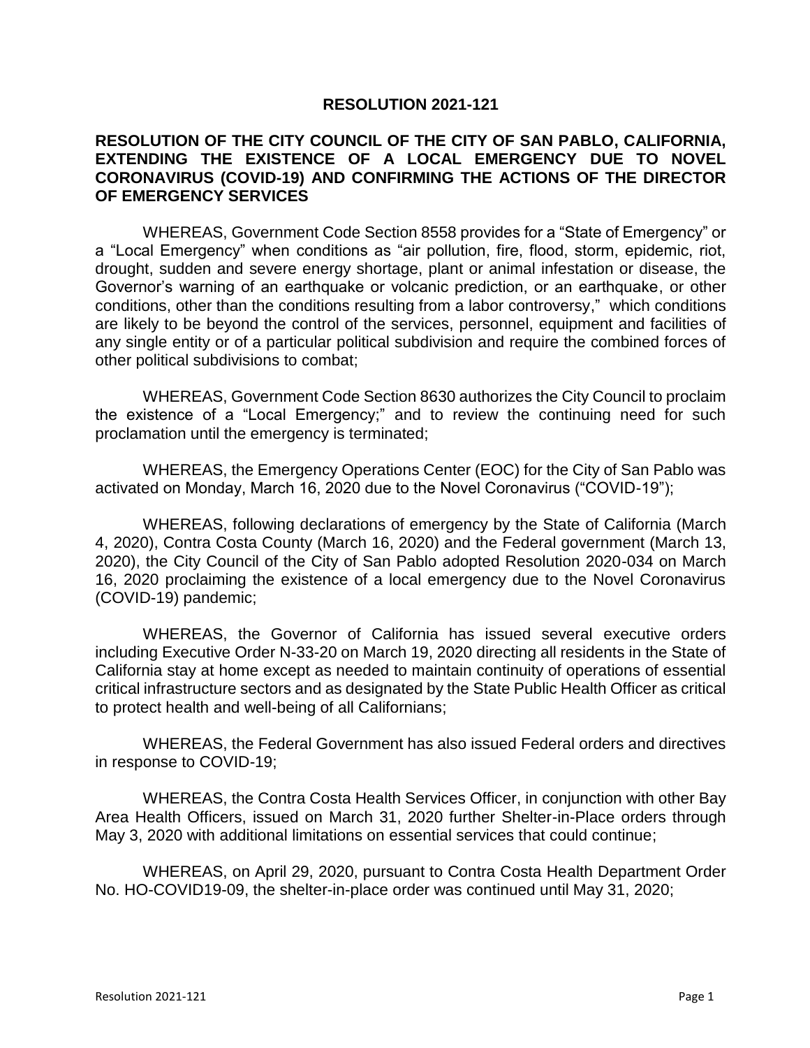# RESOLUTION 2021-121

## RESOLUTION OF THE CITY COUNCIL OF THE CITY OF SAN PABLO, CALIFORNIA, EXTENDING THE EXISTENCE OF A LOCAL EMERGENCY DUE TO NOVEL CORONAVIRUS (COVID-19) AND CONFIRMING THE ACTIONS OF THE DIRECTOR OF EMERGENCY SERVICES

WHEREAS, Government Code Section 8558 provides for a "State of Emergency" or a "Local Emergency" when conditions as "air pollution, fire, flood, storm, epidemic, riot, drought, sudden and severe energy shortage, plant or animal infestation or disease, the Governor's warning of an earthquake or volcanic prediction, or an earthquake, or other conditions, other than the conditions resulting from a labor controversy," which conditions are likely to be beyond the control of the services, personnel, equipment and facilities of any single entity or of a particular political subdivision and require the combined forces of other political subdivisions to combat;

WHEREAS, Government Code Section 8630 authorizes the City Council to proclaim the existence of a "Local Emergency;" and to review the continuing need for such proclamation until the emergency is terminated;

WHEREAS, the Emergency Operations Center (EOC) for the City of San Pablo was activated on Monday, March 16, 2020 due to the Novel Coronavirus ("COVID-19");

WHEREAS, following declarations of emergency by the State of California (March 4, 2020), Contra Costa County (March 16, 2020) and the Federal government (March 13, 2020), the City Council of the City of San Pablo adopted Resolution 2020-034 on March 16, 2020 proclaiming the existence of a local emergency due to the Novel Coronavirus (COVID-19) pandemic;

WHEREAS, the Governor of California has issued several executive orders including Executive Order N-33-20 on March 19, 2020 directing all residents in the State of California stay at home except as needed to maintain continuity of operations of essential critical infrastructure sectors and as designated by the State Public Health Officer as critical to protect health and well-being of all Californians;

WHEREAS, the Federal Government has also issued Federal orders and directives in response to COVID-19;

WHEREAS, the Contra Costa Health Services Officer, in conjunction with other Bay Area Health Officers, issued on March 31, 2020 further Shelter-in-Place orders through May 3, 2020 with additional limitations on essential services that could continue;

WHEREAS, on April 29, 2020, pursuant to Contra Costa Health Department Order No. HO-COVID19-09, the shelter-in-place order was continued until May 31, 2020;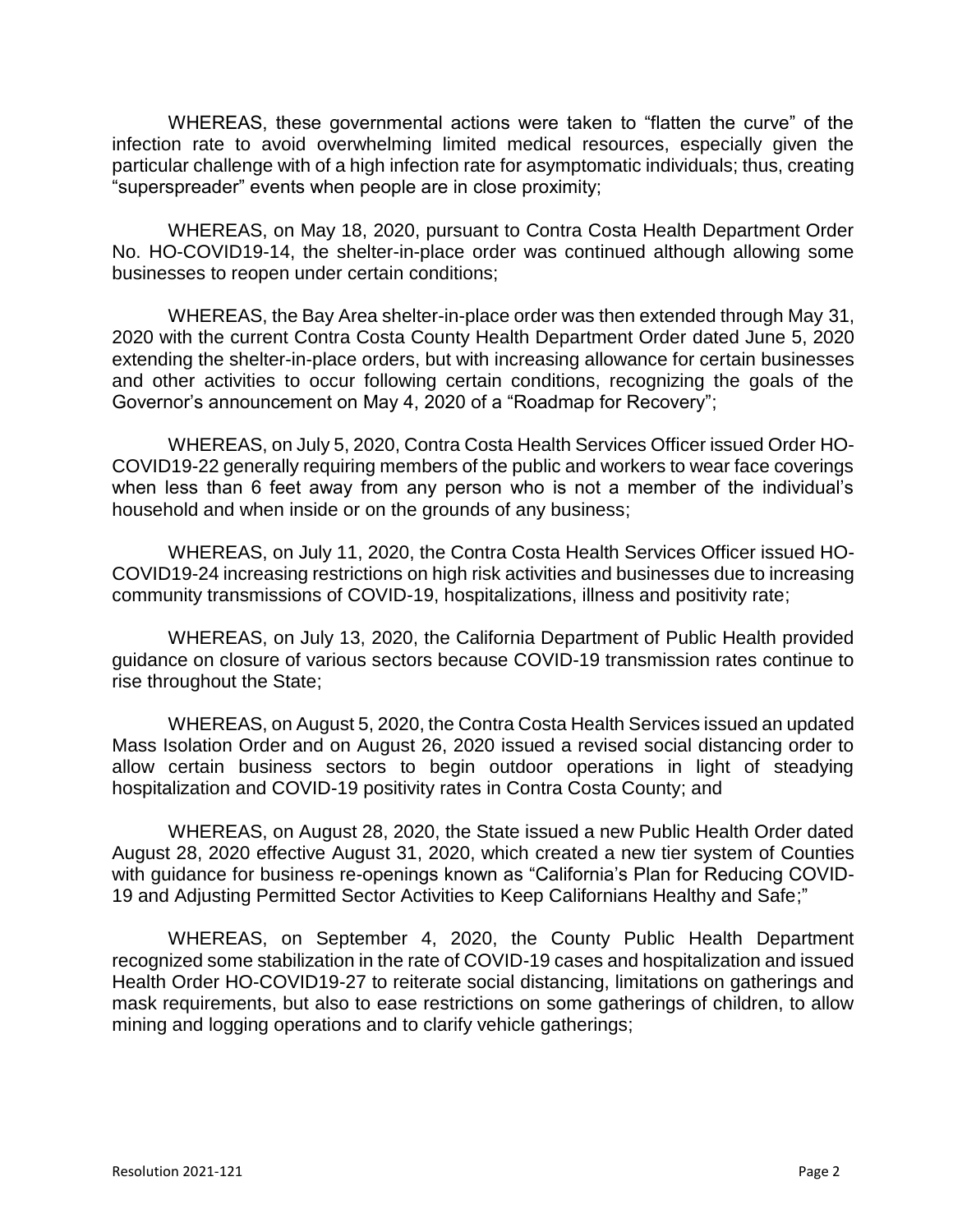WHEREAS, these governmental actions were taken to "flatten the curve" of the infection rate to avoid overwhelming limited medical resources, especially given the particular challenge with of a high infection rate for asymptomatic individuals; thus, creating "superspreader" events when people are in close proximity;

WHEREAS, on May 18, 2020, pursuant to Contra Costa Health Department Order No. HO-COVID19-14, the shelter-in-place order was continued although allowing some businesses to reopen under certain conditions;

WHEREAS, the Bay Area shelter-in-place order was then extended through May 31, 2020 with the current Contra Costa County Health Department Order dated June 5, 2020 extending the shelter-in-place orders, but with increasing allowance for certain businesses and other activities to occur following certain conditions, recognizing the goals of the Governor's announcement on May 4, 2020 of a "Roadmap for Recovery";

WHEREAS, on July 5, 2020, Contra Costa Health Services Officer issued Order HO-COVID19-22 generally requiring members of the public and workers to wear face coverings when less than 6 feet away from any person who is not a member of the individual's household and when inside or on the grounds of any business;

WHEREAS, on July 11, 2020, the Contra Costa Health Services Officer issued HO-COVID19-24 increasing restrictions on high risk activities and businesses due to increasing community transmissions of COVID-19, hospitalizations, illness and positivity rate;

WHEREAS, on July 13, 2020, the California Department of Public Health provided guidance on closure of various sectors because COVID-19 transmission rates continue to rise throughout the State;

WHEREAS, on August 5, 2020, the Contra Costa Health Services issued an updated Mass Isolation Order and on August 26, 2020 issued a revised social distancing order to allow certain business sectors to begin outdoor operations in light of steadying hospitalization and COVID-19 positivity rates in Contra Costa County; and

WHEREAS, on August 28, 2020, the State issued a new Public Health Order dated August 28, 2020 effective August 31, 2020, which created a new tier system of Counties with guidance for business re-openings known as "California's Plan for Reducing COVID-19 and Adjusting Permitted Sector Activities to Keep Californians Healthy and Safe;"

WHEREAS, on September 4, 2020, the County Public Health Department recognized some stabilization in the rate of COVID-19 cases and hospitalization and issued Health Order HO-COVID19-27 to reiterate social distancing, limitations on gatherings and mask requirements, but also to ease restrictions on some gatherings of children, to allow mining and logging operations and to clarify vehicle gatherings;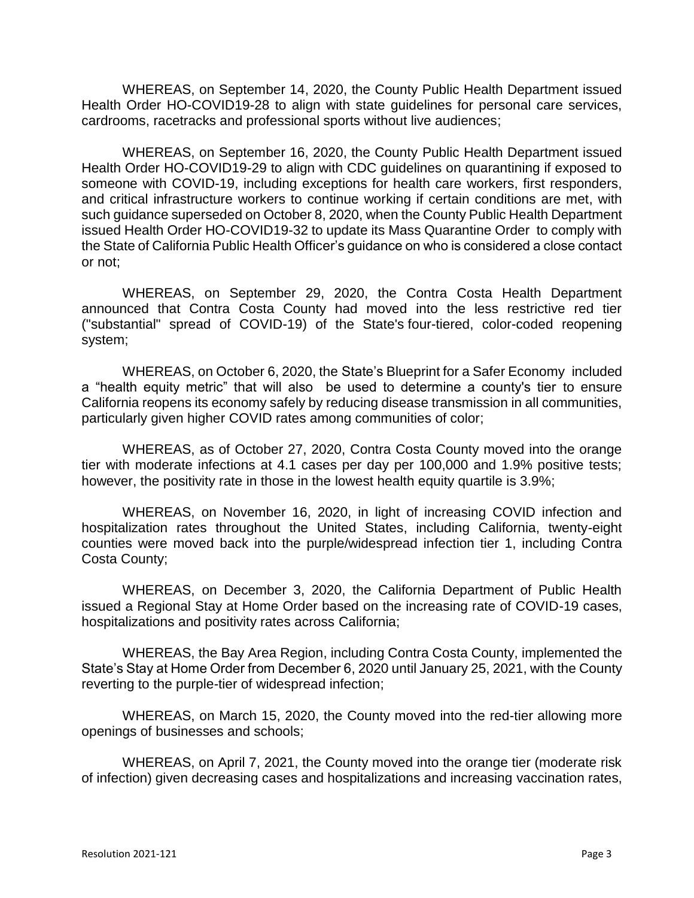WHEREAS, on September 14, 2020, the County Public Health Department issued Health Order HO-COVID19-28 to align with state guidelines for personal care services, cardrooms, racetracks and professional sports without live audiences;

WHEREAS, on September 16, 2020, the County Public Health Department issued Health Order HO-COVID19-29 to align with CDC guidelines on quarantining if exposed to someone with COVID-19, including exceptions for health care workers, first responders, and critical infrastructure workers to continue working if certain conditions are met, with such guidance superseded on October 8, 2020, when the County Public Health Department issued Health Order HO-COVID19-32 to update its Mass Quarantine Order to comply with the State of California Public Health Officer's guidance on who is considered a close contact or not;

WHEREAS, on September 29, 2020, the Contra Costa Health Department announced that Contra Costa County had moved into the less restrictive red tier ("substantial" spread of COVID-19) of the State's four-tiered, color-coded reopening system;

WHEREAS, on October 6, 2020, the State's Blueprint for a Safer Economy included a "health equity metric" that will also be used to determine a county's tier to ensure California reopens its economy safely by reducing disease transmission in all communities, particularly given higher COVID rates among communities of color;

WHEREAS, as of October 27, 2020, Contra Costa County moved into the orange tier with moderate infections at 4.1 cases per day per 100,000 and 1.9% positive tests; however, the positivity rate in those in the lowest health equity quartile is 3.9%;

WHEREAS, on November 16, 2020, in light of increasing COVID infection and hospitalization rates throughout the United States, including California, twenty-eight counties were moved back into the purple/widespread infection tier 1, including Contra Costa County;

WHEREAS, on December 3, 2020, the California Department of Public Health issued a Regional Stay at Home Order based on the increasing rate of COVID-19 cases, hospitalizations and positivity rates across California;

WHEREAS, the Bay Area Region, including Contra Costa County, implemented the State's Stay at Home Order from December 6, 2020 until January 25, 2021, with the County reverting to the purple-tier of widespread infection;

WHEREAS, on March 15, 2020, the County moved into the red-tier allowing more openings of businesses and schools;

WHEREAS, on April 7, 2021, the County moved into the orange tier (moderate risk of infection) given decreasing cases and hospitalizations and increasing vaccination rates,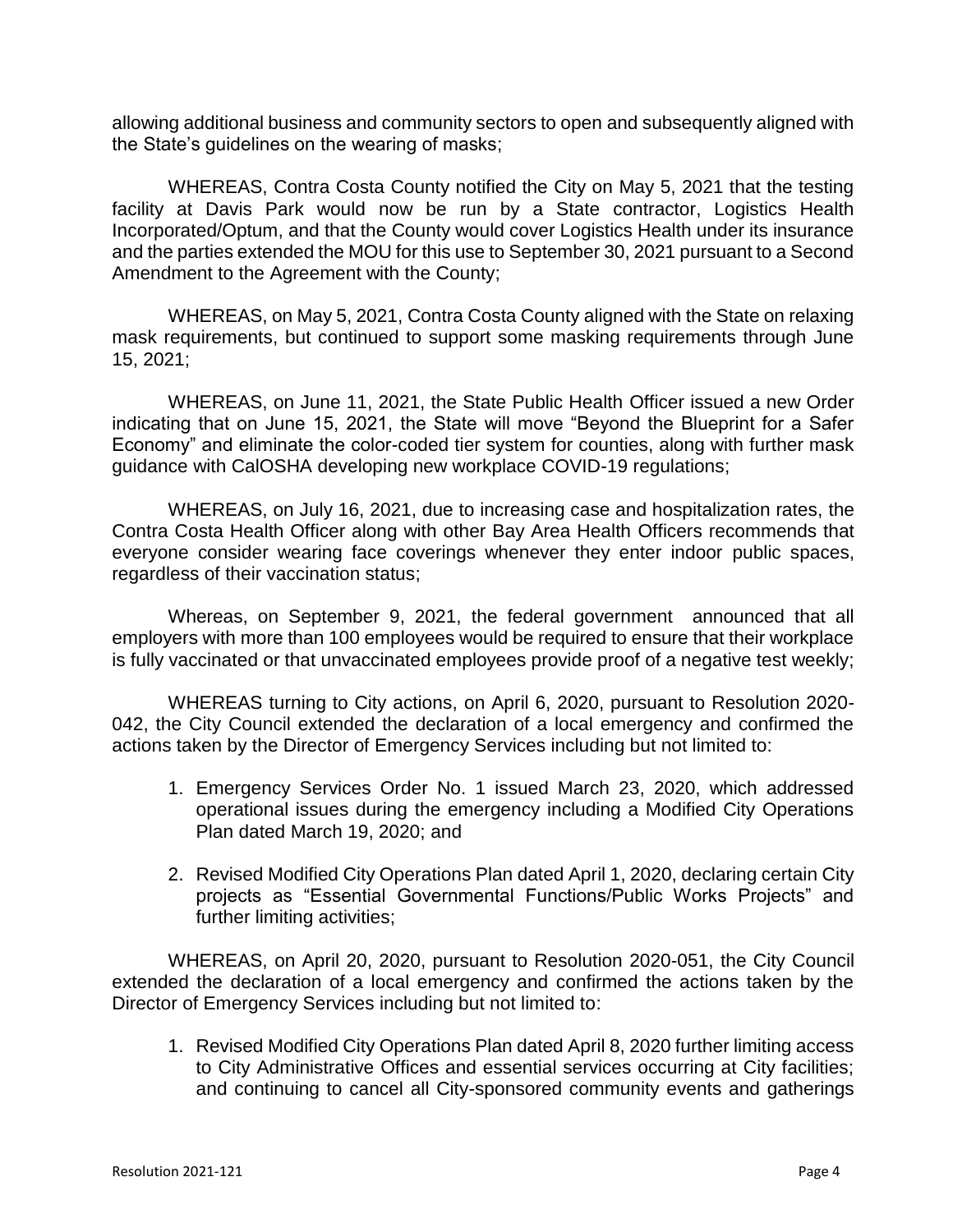allowing additional business and community sectors to open and subsequently aligned with the State's guidelines on the wearing of masks;

WHEREAS, Contra Costa County notified the City on May 5, 2021 that the testing facility at Davis Park would now be run by a State contractor, Logistics Health Incorporated/Optum, and that the County would cover Logistics Health under its insurance and the parties extended the MOU for this use to September 30, 2021 pursuant to a Second Amendment to the Agreement with the County;

WHEREAS, on May 5, 2021, Contra Costa County aligned with the State on relaxing mask requirements, but continued to support some masking requirements through June 15, 2021;

WHEREAS, on June 11, 2021, the State Public Health Officer issued a new Order indicating that on June 15, 2021, the State will move "Beyond the Blueprint for a Safer Economy" and eliminate the color-coded tier system for counties, along with further mask guidance with CalOSHA developing new workplace COVID-19 regulations;

WHEREAS, on July 16, 2021, due to increasing case and hospitalization rates, the Contra Costa Health Officer along with other Bay Area Health Officers recommends that everyone consider wearing face coverings whenever they enter indoor public spaces, regardless of their vaccination status;

Whereas, on September 9, 2021, the federal government announced that all employers with more than 100 employees would be required to ensure that their workplace is fully vaccinated or that unvaccinated employees provide proof of a negative test weekly;

WHEREAS turning to City actions, on April 6, 2020, pursuant to Resolution 2020-042, the City Council extended the declaration of a local emergency and confirmed the actions taken by the Director of Emergency Services including but not limited to:

1. Emergency Services Order No. 1 issued March 23, 2020, which addressed operational issues during the emergency including a Modified City Operations Plan dated March 19, 2020; and

2. Revised Modified City Operations Plan dated April 1, 2020, declaring certain City projects as "Essential Governmental Functions/Public Works Projects" and further limiting activities;

WHEREAS, on April 20, 2020, pursuant to Resolution 2020-051, the City Council extended the declaration of a local emergency and confirmed the actions taken by the Director of Emergency Services including but not limited to:

1. Revised Modified City Operations Plan dated April 8, 2020 further limiting access to City Administrative Offices and essential services occurring at City facilities; and continuing to cancel all City-sponsored community events and gatherings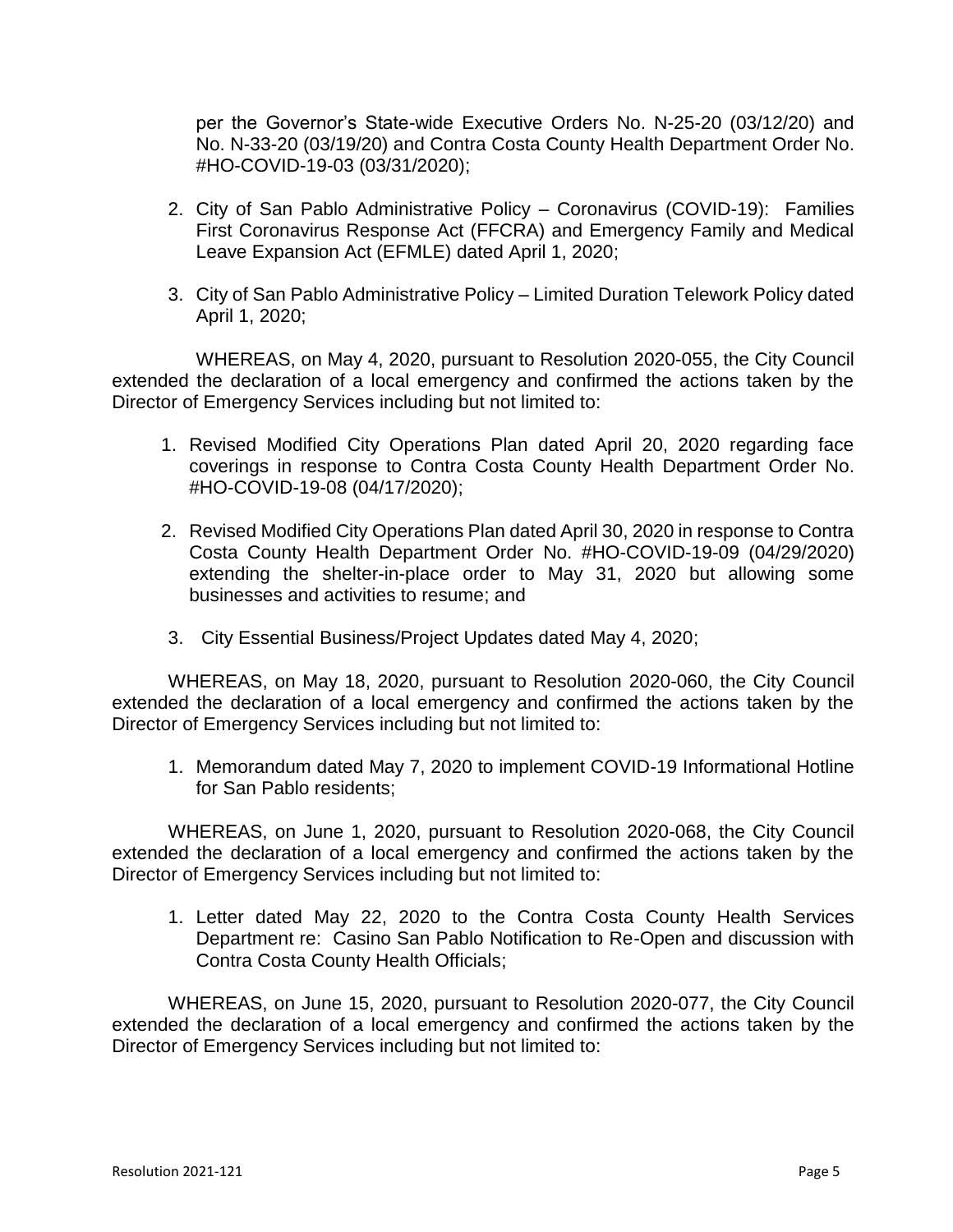per the Governor's State-wide Executive Orders No. N-25-20 (03/12/20) and No. N-33-20 (03/19/20) and Contra Costa County Health Department Order No. #HO-COVID-19-03 (03/31/2020);

2. City of San Pablo Administrative Policy – Coronavirus (COVID-19): Families First Coronavirus Response Act (FFCRA) and Emergency Family and Medical Leave Expansion Act (EFMLE) dated April 1, 2020;

3. City of San Pablo Administrative Policy – Limited Duration Telework Policy dated April 1, 2020;

WHEREAS, on May 4, 2020, pursuant to Resolution 2020-055, the City Council extended the declaration of a local emergency and confirmed the actions taken by the Director of Emergency Services including but not limited to:

1. Revised Modified City Operations Plan dated April 20, 2020 regarding face coverings in response to Contra Costa County Health Department Order No. #HO-COVID-19-08 (04/17/2020);

2. Revised Modified City Operations Plan dated April 30, 2020 in response to Contra Costa County Health Department Order No. #HO-COVID-19-09 (04/29/2020) extending the shelter-in-place order to May 31, 2020 but allowing some businesses and activities to resume; and

3. City Essential Business/Project Updates dated May 4, 2020;

WHEREAS, on May 18, 2020, pursuant to Resolution 2020-060, the City Council extended the declaration of a local emergency and confirmed the actions taken by the Director of Emergency Services including but not limited to:

1. Memorandum dated May 7, 2020 to implement COVID-19 Informational Hotline for San Pablo residents;

WHEREAS, on June 1, 2020, pursuant to Resolution 2020-068, the City Council extended the declaration of a local emergency and confirmed the actions taken by the Director of Emergency Services including but not limited to:

1. Letter dated May 22, 2020 to the Contra Costa County Health Services Department re: Casino San Pablo Notification to Re-Open and discussion with Contra Costa County Health Officials;

WHEREAS, on June 15, 2020, pursuant to Resolution 2020-077, the City Council extended the declaration of a local emergency and confirmed the actions taken by the Director of Emergency Services including but not limited to: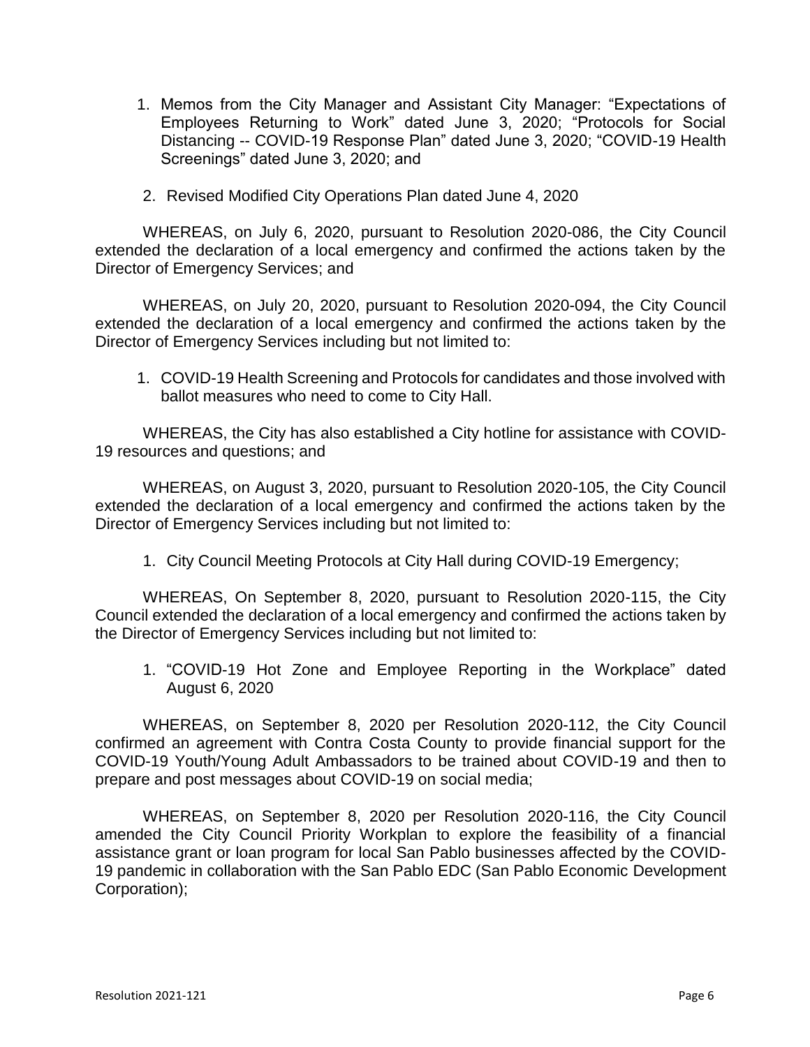1. Memos from the City Manager and Assistant City Manager: "Expectations of Employees Returning to Work" dated June 3, 2020; "Protocols for Social Distancing -- COVID-19 Response Plan" dated June 3, 2020; "COVID-19 Health Screenings" dated June 3, 2020; and

2. Revised Modified City Operations Plan dated June 4, 2020

WHEREAS, on July 6, 2020, pursuant to Resolution 2020-086, the City Council extended the declaration of a local emergency and confirmed the actions taken by the Director of Emergency Services; and

WHEREAS, on July 20, 2020, pursuant to Resolution 2020-094, the City Council extended the declaration of a local emergency and confirmed the actions taken by the Director of Emergency Services including but not limited to:

1. COVID-19 Health Screening and Protocols for candidates and those involved with ballot measures who need to come to City Hall.

WHEREAS, the City has also established a City hotline for assistance with COVID-19 resources and questions; and

WHEREAS, on August 3, 2020, pursuant to Resolution 2020-105, the City Council extended the declaration of a local emergency and confirmed the actions taken by the Director of Emergency Services including but not limited to:

1. City Council Meeting Protocols at City Hall during COVID-19 Emergency;

WHEREAS, On September 8, 2020, pursuant to Resolution 2020-115, the City Council extended the declaration of a local emergency and confirmed the actions taken by the Director of Emergency Services including but not limited to:

1. "COVID-19 Hot Zone and Employee Reporting in the Workplace" dated August 6, 2020

WHEREAS, on September 8, 2020 per Resolution 2020-112, the City Council confirmed an agreement with Contra Costa County to provide financial support for the COVID-19 Youth/Young Adult Ambassadors to be trained about COVID-19 and then to prepare and post messages about COVID-19 on social media;

WHEREAS, on September 8, 2020 per Resolution 2020-116, the City Council amended the City Council Priority Workplan to explore the feasibility of a financial assistance grant or loan program for local San Pablo businesses affected by the COVID-19 pandemic in collaboration with the San Pablo EDC (San Pablo Economic Development Corporation);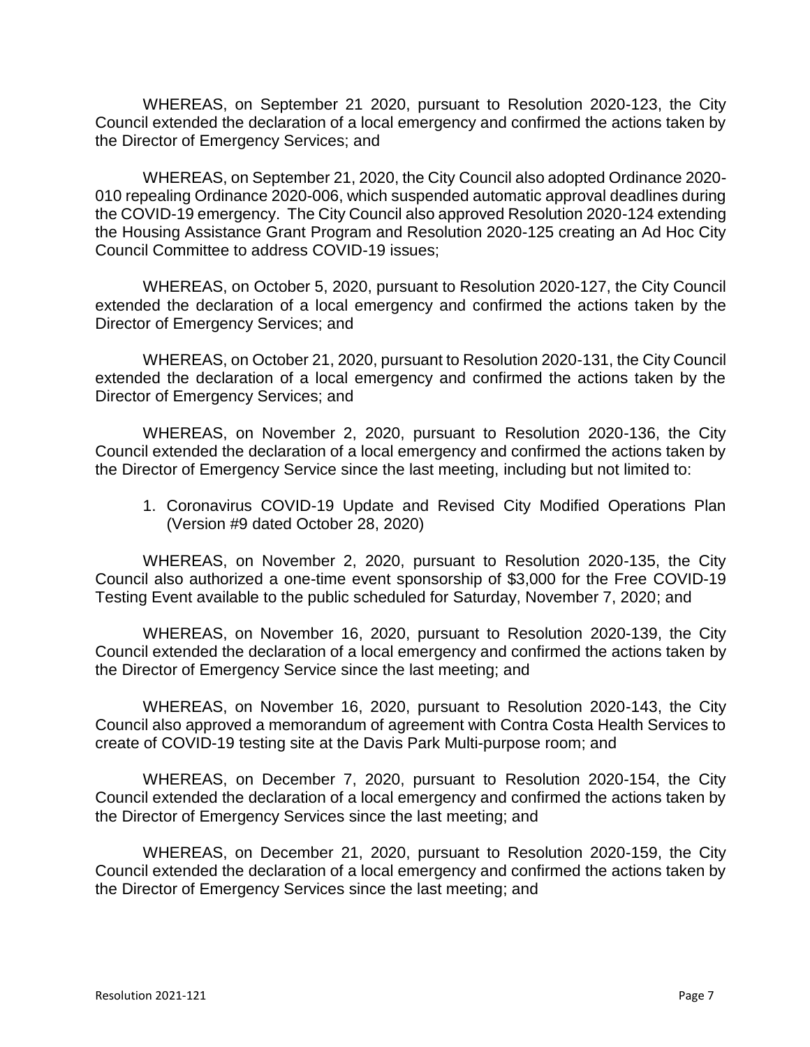WHEREAS, on September 21 2020, pursuant to Resolution 2020-123, the City Council extended the declaration of a local emergency and confirmed the actions taken by the Director of Emergency Services; and

WHEREAS, on September 21, 2020, the City Council also adopted Ordinance 2020-010 repealing Ordinance 2020-006, which suspended automatic approval deadlines during the COVID-19 emergency. The City Council also approved Resolution 2020-124 extending the Housing Assistance Grant Program and Resolution 2020-125 creating an Ad Hoc City Council Committee to address COVID-19 issues;

WHEREAS, on October 5, 2020, pursuant to Resolution 2020-127, the City Council extended the declaration of a local emergency and confirmed the actions taken by the Director of Emergency Services; and

WHEREAS, on October 21, 2020, pursuant to Resolution 2020-131, the City Council extended the declaration of a local emergency and confirmed the actions taken by the Director of Emergency Services; and

WHEREAS, on November 2, 2020, pursuant to Resolution 2020-136, the City Council extended the declaration of a local emergency and confirmed the actions taken by the Director of Emergency Service since the last meeting, including but not limited to:

1. Coronavirus COVID-19 Update and Revised City Modified Operations Plan (Version #9 dated October 28, 2020)

WHEREAS, on November 2, 2020, pursuant to Resolution 2020-135, the City Council also authorized a one-time event sponsorship of $3,000 for the Free COVID-19 Testing Event available to the public scheduled for Saturday, November 7, 2020; and

WHEREAS, on November 16, 2020, pursuant to Resolution 2020-139, the City Council extended the declaration of a local emergency and confirmed the actions taken by the Director of Emergency Service since the last meeting; and

WHEREAS, on November 16, 2020, pursuant to Resolution 2020-143, the City Council also approved a memorandum of agreement with Contra Costa Health Services to create of COVID-19 testing site at the Davis Park Multi-purpose room; and

WHEREAS, on December 7, 2020, pursuant to Resolution 2020-154, the City Council extended the declaration of a local emergency and confirmed the actions taken by the Director of Emergency Services since the last meeting; and

WHEREAS, on December 21, 2020, pursuant to Resolution 2020-159, the City Council extended the declaration of a local emergency and confirmed the actions taken by the Director of Emergency Services since the last meeting; and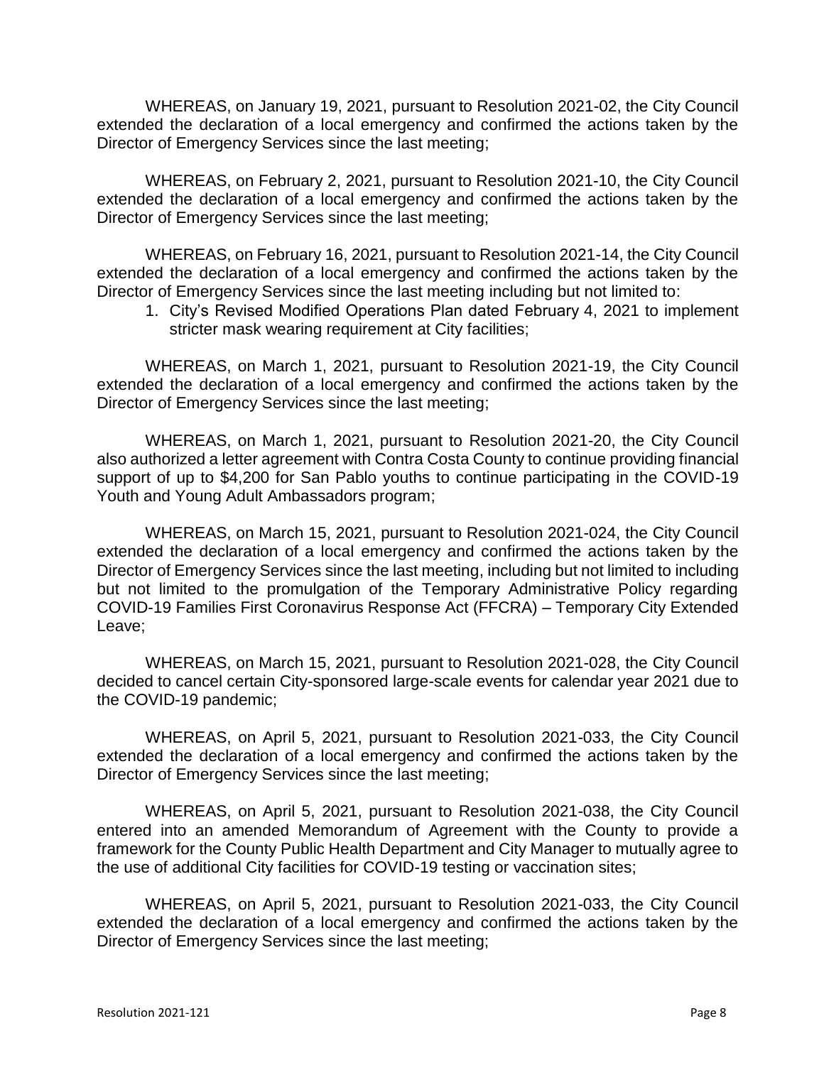WHEREAS, on January 19, 2021, pursuant to Resolution 2021-02, the City Council extended the declaration of a local emergency and confirmed the actions taken by the Director of Emergency Services since the last meeting;

WHEREAS, on February 2, 2021, pursuant to Resolution 2021-10, the City Council extended the declaration of a local emergency and confirmed the actions taken by the Director of Emergency Services since the last meeting;

WHEREAS, on February 16, 2021, pursuant to Resolution 2021-14, the City Council extended the declaration of a local emergency and confirmed the actions taken by the Director of Emergency Services since the last meeting including but not limited to:

1. City's Revised Modified Operations Plan dated February 4, 2021 to implement stricter mask wearing requirement at City facilities;

WHEREAS, on March 1, 2021, pursuant to Resolution 2021-19, the City Council extended the declaration of a local emergency and confirmed the actions taken by the Director of Emergency Services since the last meeting;

WHEREAS, on March 1, 2021, pursuant to Resolution 2021-20, the City Council also authorized a letter agreement with Contra Costa County to continue providing financial support of up to $4,200 for San Pablo youths to continue participating in the COVID-19 Youth and Young Adult Ambassadors program;

WHEREAS, on March 15, 2021, pursuant to Resolution 2021-024, the City Council extended the declaration of a local emergency and confirmed the actions taken by the Director of Emergency Services since the last meeting, including but not limited to including but not limited to the promulgation of the Temporary Administrative Policy regarding COVID-19 Families First Coronavirus Response Act (FFCRA) – Temporary City Extended Leave;

WHEREAS, on March 15, 2021, pursuant to Resolution 2021-028, the City Council decided to cancel certain City-sponsored large-scale events for calendar year 2021 due to the COVID-19 pandemic;

WHEREAS, on April 5, 2021, pursuant to Resolution 2021-033, the City Council extended the declaration of a local emergency and confirmed the actions taken by the Director of Emergency Services since the last meeting;

WHEREAS, on April 5, 2021, pursuant to Resolution 2021-038, the City Council entered into an amended Memorandum of Agreement with the County to provide a framework for the County Public Health Department and City Manager to mutually agree to the use of additional City facilities for COVID-19 testing or vaccination sites;

WHEREAS, on April 5, 2021, pursuant to Resolution 2021-033, the City Council extended the declaration of a local emergency and confirmed the actions taken by the Director of Emergency Services since the last meeting;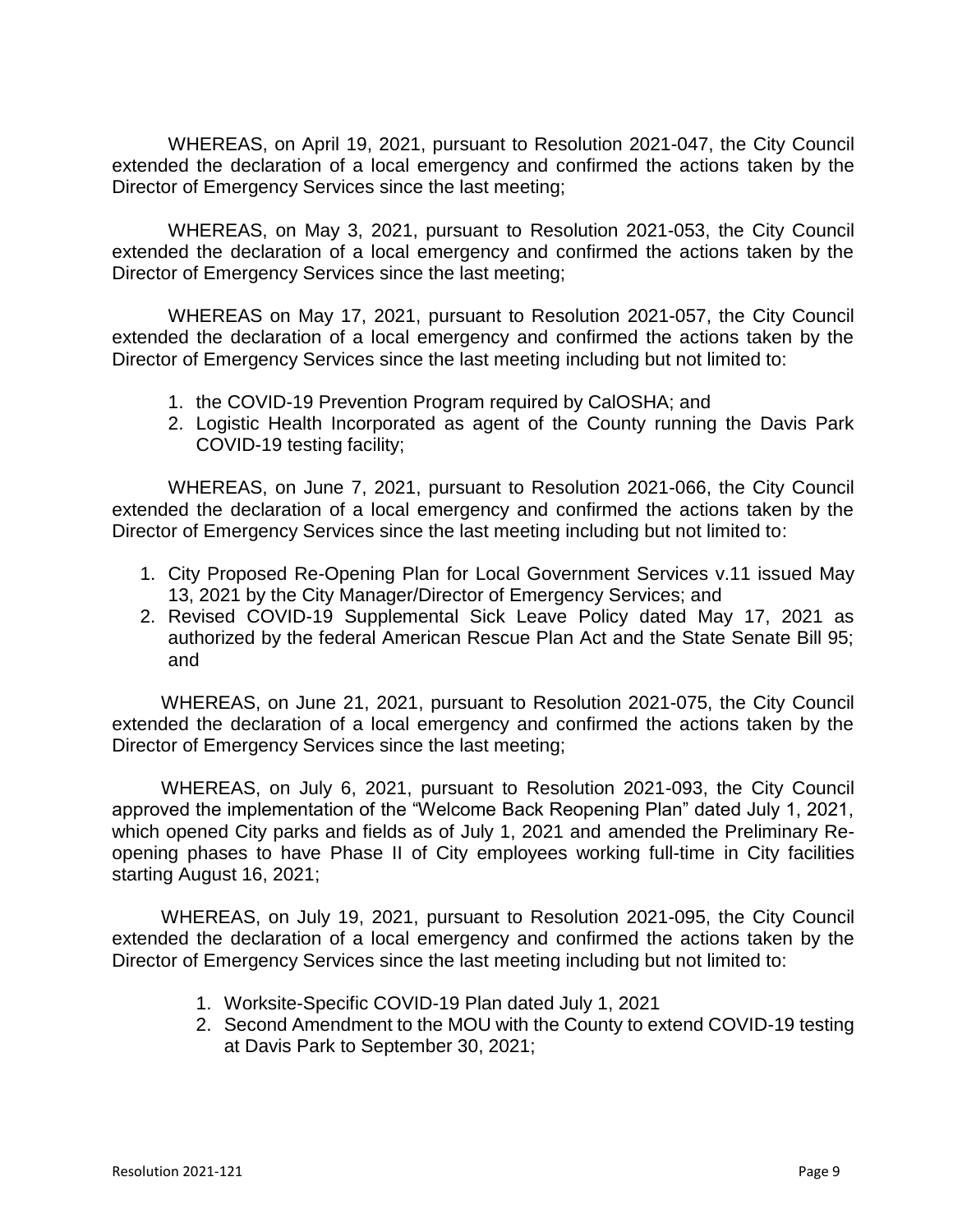WHEREAS, on April 19, 2021, pursuant to Resolution 2021-047, the City Council extended the declaration of a local emergency and confirmed the actions taken by the Director of Emergency Services since the last meeting;

WHEREAS, on May 3, 2021, pursuant to Resolution 2021-053, the City Council extended the declaration of a local emergency and confirmed the actions taken by the Director of Emergency Services since the last meeting;

WHEREAS on May 17, 2021, pursuant to Resolution 2021-057, the City Council extended the declaration of a local emergency and confirmed the actions taken by the Director of Emergency Services since the last meeting including but not limited to:

1. the COVID-19 Prevention Program required by CalOSHA; and
2. Logistic Health Incorporated as agent of the County running the Davis Park COVID-19 testing facility;

WHEREAS, on June 7, 2021, pursuant to Resolution 2021-066, the City Council extended the declaration of a local emergency and confirmed the actions taken by the Director of Emergency Services since the last meeting including but not limited to:

1. City Proposed Re-Opening Plan for Local Government Services v.11 issued May 13, 2021 by the City Manager/Director of Emergency Services; and
2. Revised COVID-19 Supplemental Sick Leave Policy dated May 17, 2021 as authorized by the federal American Rescue Plan Act and the State Senate Bill 95; and

WHEREAS, on June 21, 2021, pursuant to Resolution 2021-075, the City Council extended the declaration of a local emergency and confirmed the actions taken by the Director of Emergency Services since the last meeting;

WHEREAS, on July 6, 2021, pursuant to Resolution 2021-093, the City Council approved the implementation of the "Welcome Back Reopening Plan" dated July 1, 2021, which opened City parks and fields as of July 1, 2021 and amended the Preliminary Re-opening phases to have Phase II of City employees working full-time in City facilities starting August 16, 2021;

WHEREAS, on July 19, 2021, pursuant to Resolution 2021-095, the City Council extended the declaration of a local emergency and confirmed the actions taken by the Director of Emergency Services since the last meeting including but not limited to:

1. Worksite-Specific COVID-19 Plan dated July 1, 2021
2. Second Amendment to the MOU with the County to extend COVID-19 testing at Davis Park to September 30, 2021;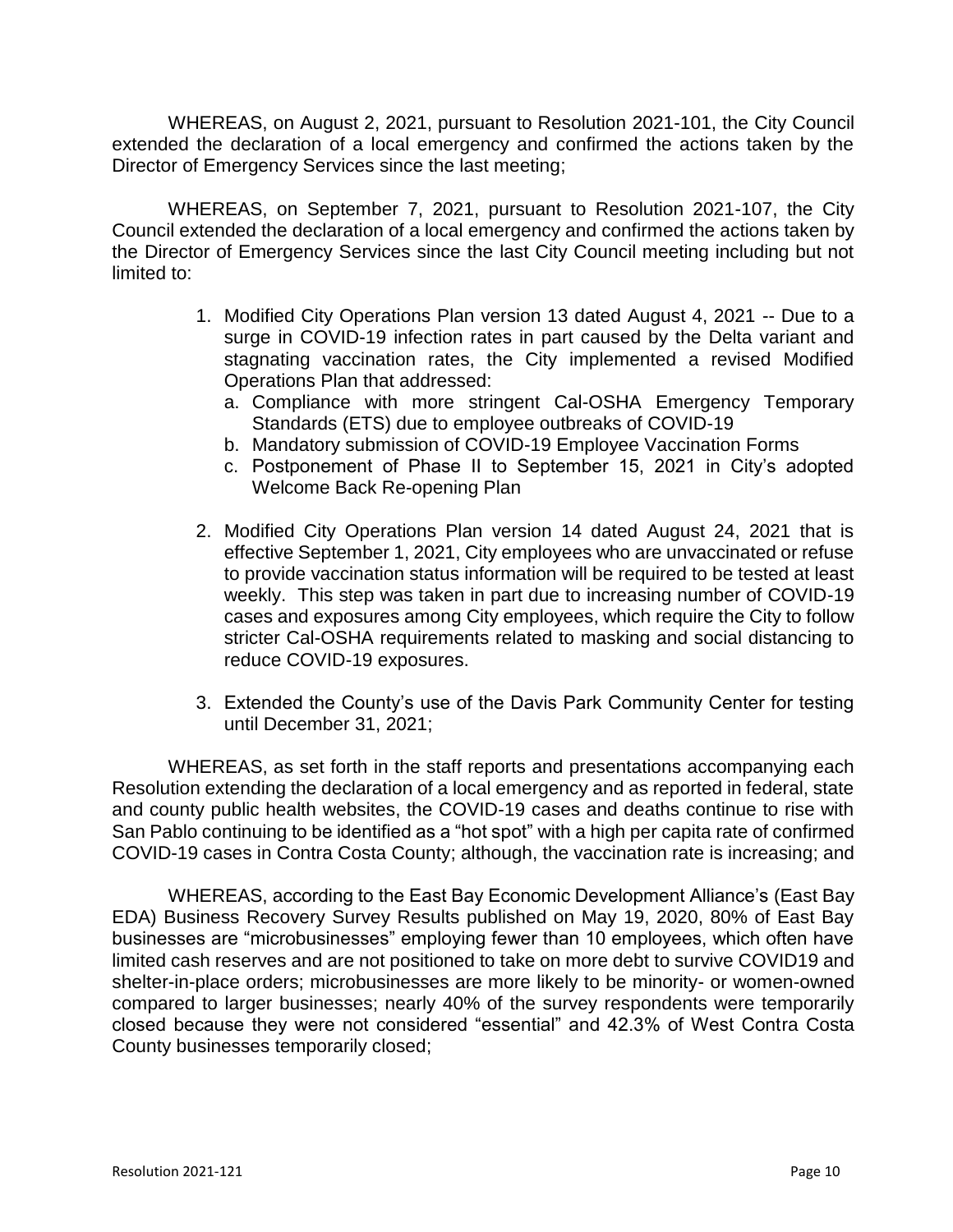WHEREAS, on August 2, 2021, pursuant to Resolution 2021-101, the City Council extended the declaration of a local emergency and confirmed the actions taken by the Director of Emergency Services since the last meeting;

WHEREAS, on September 7, 2021, pursuant to Resolution 2021-107, the City Council extended the declaration of a local emergency and confirmed the actions taken by the Director of Emergency Services since the last City Council meeting including but not limited to:

1. Modified City Operations Plan version 13 dated August 4, 2021 -- Due to a surge in COVID-19 infection rates in part caused by the Delta variant and stagnating vaccination rates, the City implemented a revised Modified Operations Plan that addressed:
   a. Compliance with more stringent Cal-OSHA Emergency Temporary Standards (ETS) due to employee outbreaks of COVID-19
   b. Mandatory submission of COVID-19 Employee Vaccination Forms
   c. Postponement of Phase II to September 15, 2021 in City's adopted Welcome Back Re-opening Plan

2. Modified City Operations Plan version 14 dated August 24, 2021 that is effective September 1, 2021, City employees who are unvaccinated or refuse to provide vaccination status information will be required to be tested at least weekly. This step was taken in part due to increasing number of COVID-19 cases and exposures among City employees, which require the City to follow stricter Cal-OSHA requirements related to masking and social distancing to reduce COVID-19 exposures.

3. Extended the County's use of the Davis Park Community Center for testing until December 31, 2021;

WHEREAS, as set forth in the staff reports and presentations accompanying each Resolution extending the declaration of a local emergency and as reported in federal, state and county public health websites, the COVID-19 cases and deaths continue to rise with San Pablo continuing to be identified as a "hot spot" with a high per capita rate of confirmed COVID-19 cases in Contra Costa County; although, the vaccination rate is increasing; and

WHEREAS, according to the East Bay Economic Development Alliance's (East Bay EDA) Business Recovery Survey Results published on May 19, 2020, 80% of East Bay businesses are "microbusinesses" employing fewer than 10 employees, which often have limited cash reserves and are not positioned to take on more debt to survive COVID19 and shelter-in-place orders; microbusinesses are more likely to be minority- or women-owned compared to larger businesses; nearly 40% of the survey respondents were temporarily closed because they were not considered "essential" and 42.3% of West Contra Costa County businesses temporarily closed;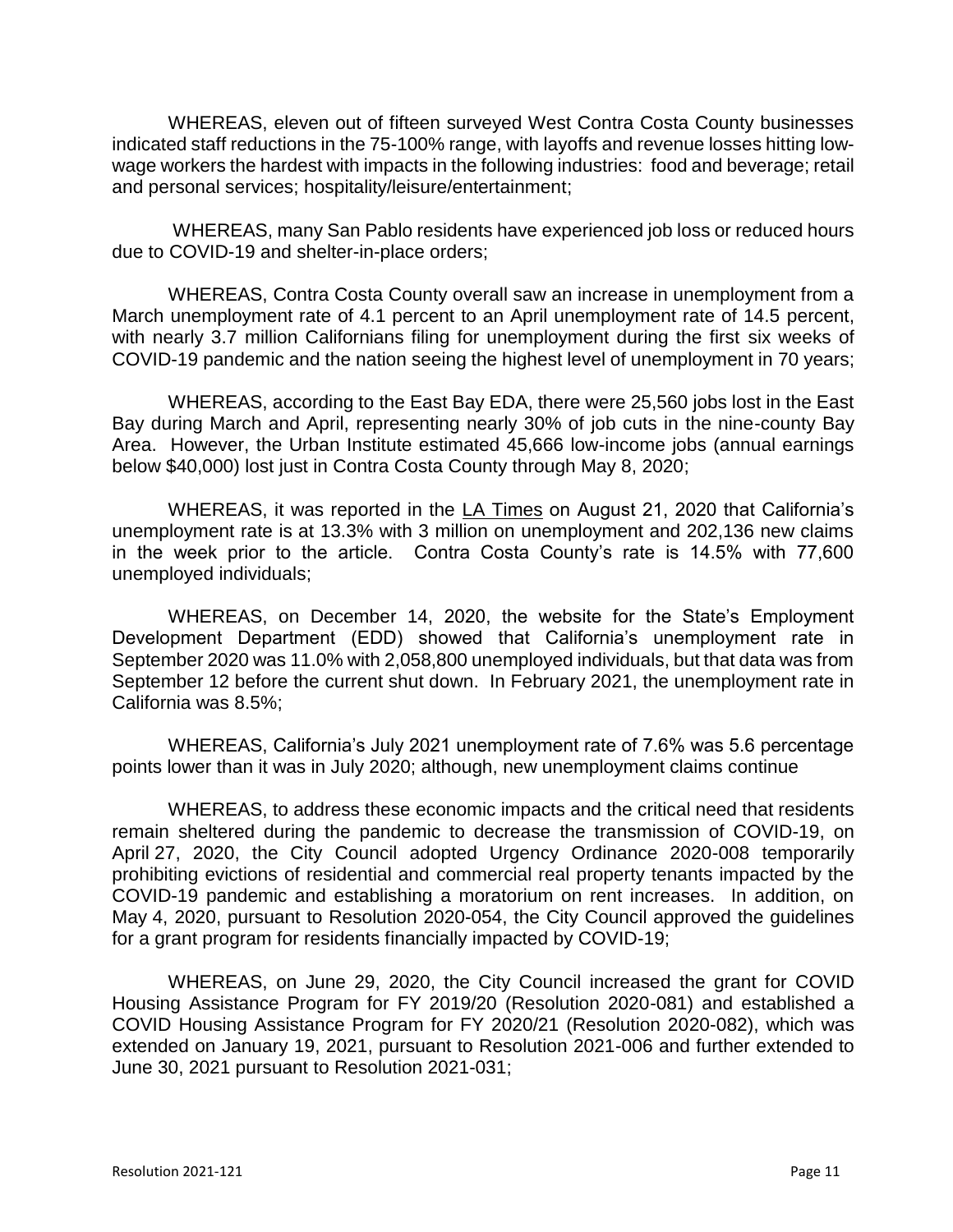WHEREAS, eleven out of fifteen surveyed West Contra Costa County businesses indicated staff reductions in the 75-100% range, with layoffs and revenue losses hitting low-wage workers the hardest with impacts in the following industries: food and beverage; retail and personal services; hospitality/leisure/entertainment;

WHEREAS, many San Pablo residents have experienced job loss or reduced hours due to COVID-19 and shelter-in-place orders;

WHEREAS, Contra Costa County overall saw an increase in unemployment from a March unemployment rate of 4.1 percent to an April unemployment rate of 14.5 percent, with nearly 3.7 million Californians filing for unemployment during the first six weeks of COVID-19 pandemic and the nation seeing the highest level of unemployment in 70 years;

WHEREAS, according to the East Bay EDA, there were 25,560 jobs lost in the East Bay during March and April, representing nearly 30% of job cuts in the nine-county Bay Area. However, the Urban Institute estimated 45,666 low-income jobs (annual earnings below $40,000) lost just in Contra Costa County through May 8, 2020;

WHEREAS, it was reported in the LA Times on August 21, 2020 that California's unemployment rate is at 13.3% with 3 million on unemployment and 202,136 new claims in the week prior to the article. Contra Costa County's rate is 14.5% with 77,600 unemployed individuals;

WHEREAS, on December 14, 2020, the website for the State's Employment Development Department (EDD) showed that California's unemployment rate in September 2020 was 11.0% with 2,058,800 unemployed individuals, but that data was from September 12 before the current shut down. In February 2021, the unemployment rate in California was 8.5%;

WHEREAS, California's July 2021 unemployment rate of 7.6% was 5.6 percentage points lower than it was in July 2020; although, new unemployment claims continue

WHEREAS, to address these economic impacts and the critical need that residents remain sheltered during the pandemic to decrease the transmission of COVID-19, on April 27, 2020, the City Council adopted Urgency Ordinance 2020-008 temporarily prohibiting evictions of residential and commercial real property tenants impacted by the COVID-19 pandemic and establishing a moratorium on rent increases. In addition, on May 4, 2020, pursuant to Resolution 2020-054, the City Council approved the guidelines for a grant program for residents financially impacted by COVID-19;

WHEREAS, on June 29, 2020, the City Council increased the grant for COVID Housing Assistance Program for FY 2019/20 (Resolution 2020-081) and established a COVID Housing Assistance Program for FY 2020/21 (Resolution 2020-082), which was extended on January 19, 2021, pursuant to Resolution 2021-006 and further extended to June 30, 2021 pursuant to Resolution 2021-031;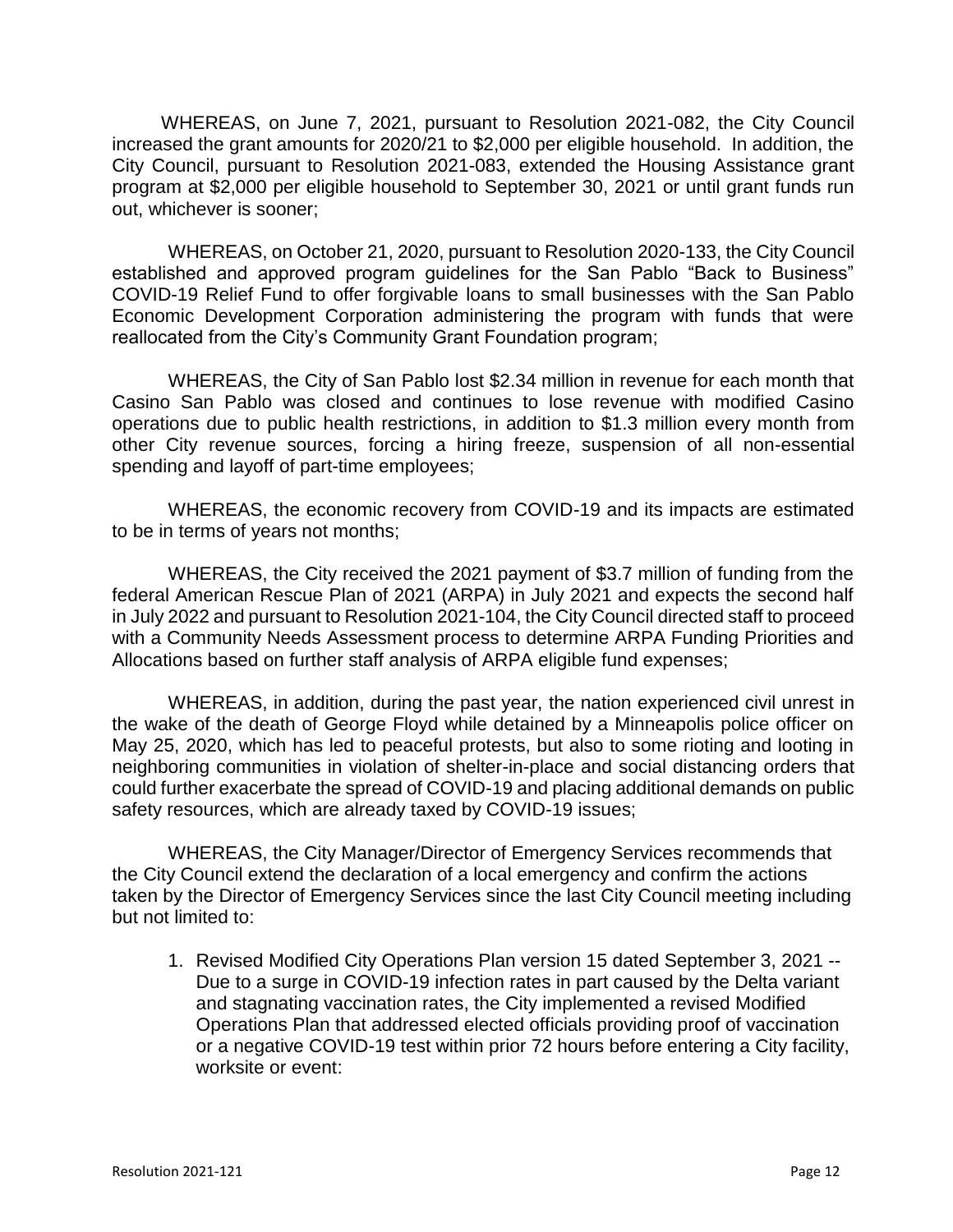WHEREAS, on June 7, 2021, pursuant to Resolution 2021-082, the City Council increased the grant amounts for 2020/21 to $2,000 per eligible household. In addition, the City Council, pursuant to Resolution 2021-083, extended the Housing Assistance grant program at $2,000 per eligible household to September 30, 2021 or until grant funds run out, whichever is sooner;

WHEREAS, on October 21, 2020, pursuant to Resolution 2020-133, the City Council established and approved program guidelines for the San Pablo "Back to Business" COVID-19 Relief Fund to offer forgivable loans to small businesses with the San Pablo Economic Development Corporation administering the program with funds that were reallocated from the City's Community Grant Foundation program;

WHEREAS, the City of San Pablo lost $2.34 million in revenue for each month that Casino San Pablo was closed and continues to lose revenue with modified Casino operations due to public health restrictions, in addition to $1.3 million every month from other City revenue sources, forcing a hiring freeze, suspension of all non-essential spending and layoff of part-time employees;

WHEREAS, the economic recovery from COVID-19 and its impacts are estimated to be in terms of years not months;

WHEREAS, the City received the 2021 payment of $3.7 million of funding from the federal American Rescue Plan of 2021 (ARPA) in July 2021 and expects the second half in July 2022 and pursuant to Resolution 2021-104, the City Council directed staff to proceed with a Community Needs Assessment process to determine ARPA Funding Priorities and Allocations based on further staff analysis of ARPA eligible fund expenses;

WHEREAS, in addition, during the past year, the nation experienced civil unrest in the wake of the death of George Floyd while detained by a Minneapolis police officer on May 25, 2020, which has led to peaceful protests, but also to some rioting and looting in neighboring communities in violation of shelter-in-place and social distancing orders that could further exacerbate the spread of COVID-19 and placing additional demands on public safety resources, which are already taxed by COVID-19 issues;

WHEREAS, the City Manager/Director of Emergency Services recommends that the City Council extend the declaration of a local emergency and confirm the actions taken by the Director of Emergency Services since the last City Council meeting including but not limited to:

1. Revised Modified City Operations Plan version 15 dated September 3, 2021 -- Due to a surge in COVID-19 infection rates in part caused by the Delta variant and stagnating vaccination rates, the City implemented a revised Modified Operations Plan that addressed elected officials providing proof of vaccination or a negative COVID-19 test within prior 72 hours before entering a City facility, worksite or event: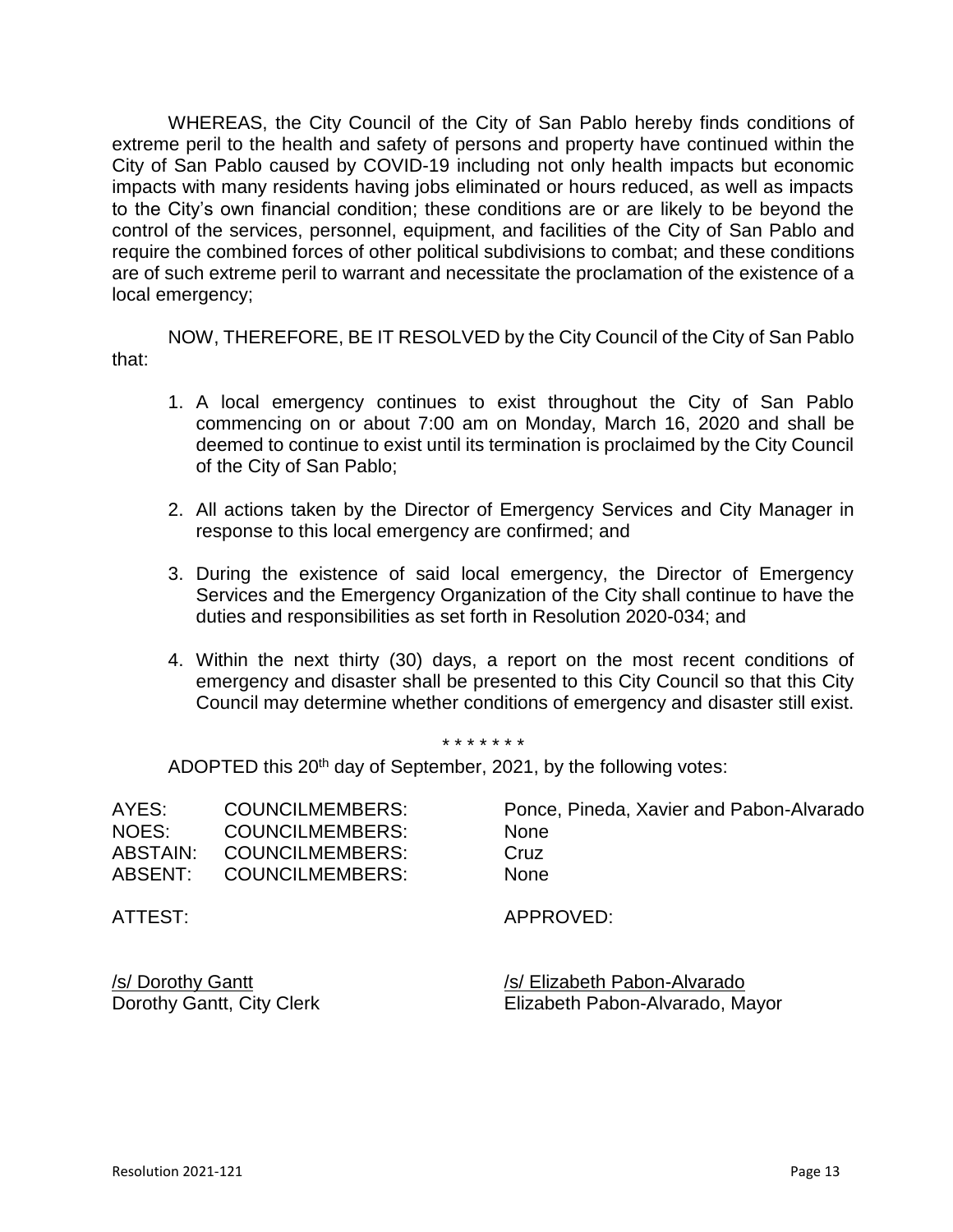WHEREAS, the City Council of the City of San Pablo hereby finds conditions of extreme peril to the health and safety of persons and property have continued within the City of San Pablo caused by COVID-19 including not only health impacts but economic impacts with many residents having jobs eliminated or hours reduced, as well as impacts to the City's own financial condition; these conditions are or are likely to be beyond the control of the services, personnel, equipment, and facilities of the City of San Pablo and require the combined forces of other political subdivisions to combat; and these conditions are of such extreme peril to warrant and necessitate the proclamation of the existence of a local emergency;

NOW, THEREFORE, BE IT RESOLVED by the City Council of the City of San Pablo that:

1. A local emergency continues to exist throughout the City of San Pablo commencing on or about 7:00 am on Monday, March 16, 2020 and shall be deemed to continue to exist until its termination is proclaimed by the City Council of the City of San Pablo;

2. All actions taken by the Director of Emergency Services and City Manager in response to this local emergency are confirmed; and

3. During the existence of said local emergency, the Director of Emergency Services and the Emergency Organization of the City shall continue to have the duties and responsibilities as set forth in Resolution 2020-034; and

4. Within the next thirty (30) days, a report on the most recent conditions of emergency and disaster shall be presented to this City Council so that this City Council may determine whether conditions of emergency and disaster still exist.

\* \* \* \* \* \* \*

ADOPTED this 20th day of September, 2021, by the following votes:

| | | |
|---|---|---|
| AYES: | COUNCILMEMBERS: | Ponce, Pineda, Xavier and Pabon-Alvarado |
| NOES: | COUNCILMEMBERS: | None |
| ABSTAIN: | COUNCILMEMBERS: | Cruz |
| ABSENT: | COUNCILMEMBERS: | None |

ATTEST: APPROVED:

/s/ Dorothy Gantt
Dorothy Gantt, City Clerk

/s/ Elizabeth Pabon-Alvarado
Elizabeth Pabon-Alvarado, Mayor